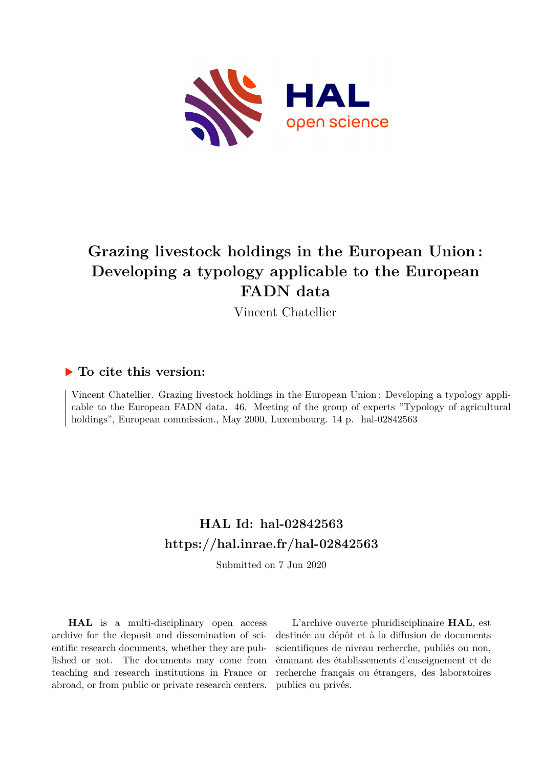# Grazing livestock holdings in the European Union : Developing a typology applicable to the European FADN data

Vincent Chatellier

## ▶ To cite this version:

Vincent Chatellier. Grazing livestock holdings in the European Union : Developing a typology applicable to the European FADN data. 46. Meeting of the group of experts "Typology of agricultural holdings", European commission., May 2000, Luxembourg. 14 p. hal-02842563

## HAL Id: hal-02842563

## https://hal.inrae.fr/hal-02842563

Submitted on 7 Jun 2020

**HAL** is a multi-disciplinary open access archive for the deposit and dissemination of scientific research documents, whether they are published or not. The documents may come from teaching and research institutions in France or abroad, or from public or private research centers.

L'archive ouverte pluridisciplinaire **HAL**, est destinée au dépôt et à la diffusion de documents scientifiques de niveau recherche, publiés ou non, émanant des établissements d'enseignement et de recherche français ou étrangers, des laboratoires publics ou privés.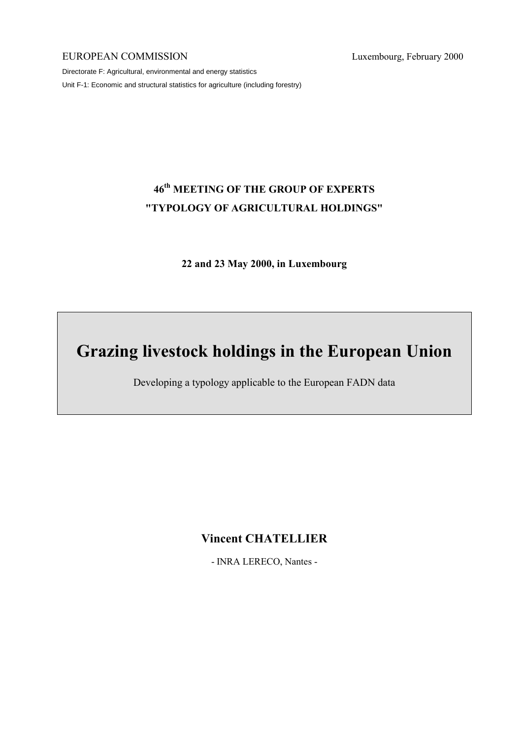EUROPEAN COMMISSION Luxembourg, February 2000

Directorate F: Agricultural, environmental and energy statistics

Unit F-1: Economic and structural statistics for agriculture (including forestry)

**46th MEETING OF THE GROUP OF EXPERTS**
**"TYPOLOGY OF AGRICULTURAL HOLDINGS"**

**22 and 23 May 2000, in Luxembourg**

# Grazing livestock holdings in the European Union

Developing a typology applicable to the European FADN data

**Vincent CHATELLIER**

- INRA LERECO, Nantes -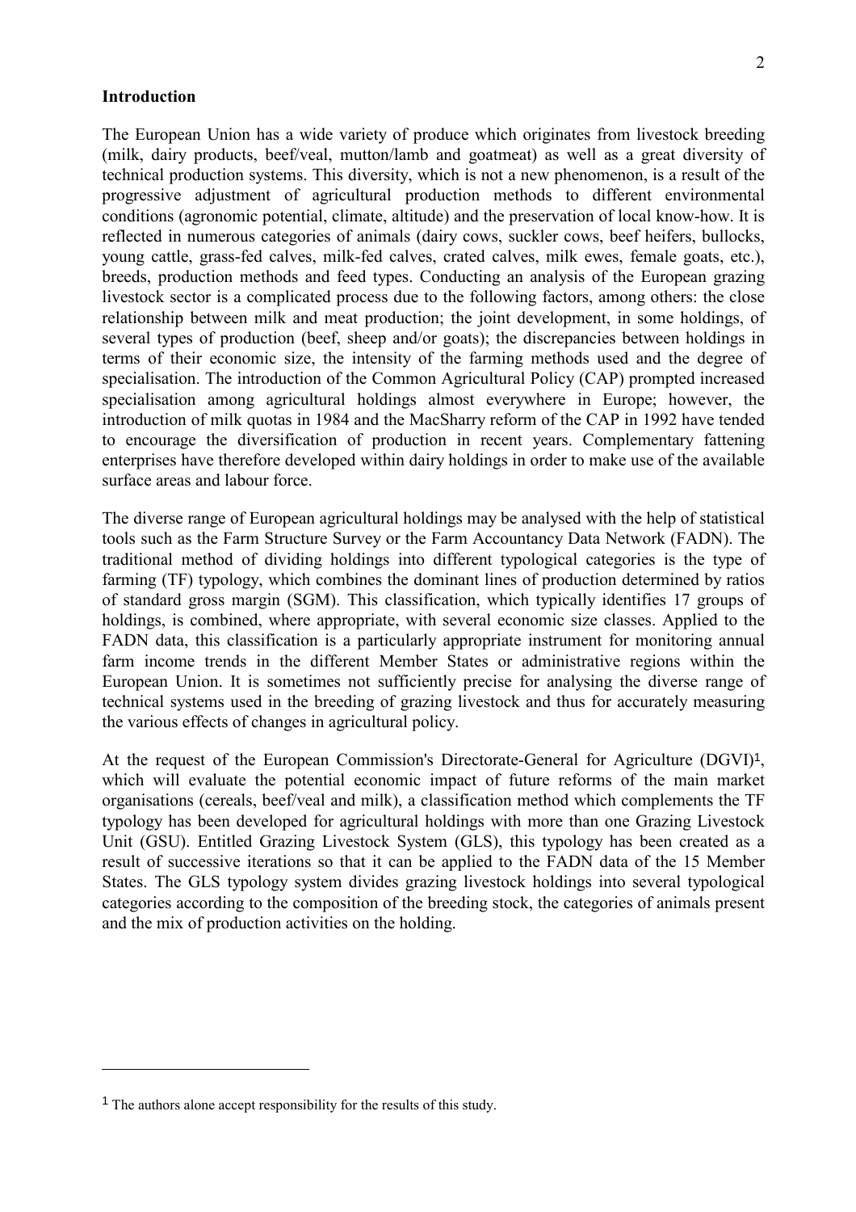**Introduction**

The European Union has a wide variety of produce which originates from livestock breeding (milk, dairy products, beef/veal, mutton/lamb and goatmeat) as well as a great diversity of technical production systems. This diversity, which is not a new phenomenon, is a result of the progressive adjustment of agricultural production methods to different environmental conditions (agronomic potential, climate, altitude) and the preservation of local know-how. It is reflected in numerous categories of animals (dairy cows, suckler cows, beef heifers, bullocks, young cattle, grass-fed calves, milk-fed calves, crated calves, milk ewes, female goats, etc.), breeds, production methods and feed types. Conducting an analysis of the European grazing livestock sector is a complicated process due to the following factors, among others: the close relationship between milk and meat production; the joint development, in some holdings, of several types of production (beef, sheep and/or goats); the discrepancies between holdings in terms of their economic size, the intensity of the farming methods used and the degree of specialisation. The introduction of the Common Agricultural Policy (CAP) prompted increased specialisation among agricultural holdings almost everywhere in Europe; however, the introduction of milk quotas in 1984 and the MacSharry reform of the CAP in 1992 have tended to encourage the diversification of production in recent years. Complementary fattening enterprises have therefore developed within dairy holdings in order to make use of the available surface areas and labour force.

The diverse range of European agricultural holdings may be analysed with the help of statistical tools such as the Farm Structure Survey or the Farm Accountancy Data Network (FADN). The traditional method of dividing holdings into different typological categories is the type of farming (TF) typology, which combines the dominant lines of production determined by ratios of standard gross margin (SGM). This classification, which typically identifies 17 groups of holdings, is combined, where appropriate, with several economic size classes. Applied to the FADN data, this classification is a particularly appropriate instrument for monitoring annual farm income trends in the different Member States or administrative regions within the European Union. It is sometimes not sufficiently precise for analysing the diverse range of technical systems used in the breeding of grazing livestock and thus for accurately measuring the various effects of changes in agricultural policy.

At the request of the European Commission's Directorate-General for Agriculture (DGVI)[1], which will evaluate the potential economic impact of future reforms of the main market organisations (cereals, beef/veal and milk), a classification method which complements the TF typology has been developed for agricultural holdings with more than one Grazing Livestock Unit (GSU). Entitled Grazing Livestock System (GLS), this typology has been created as a result of successive iterations so that it can be applied to the FADN data of the 15 Member States. The GLS typology system divides grazing livestock holdings into several typological categories according to the composition of the breeding stock, the categories of animals present and the mix of production activities on the holding.

[1] The authors alone accept responsibility for the results of this study.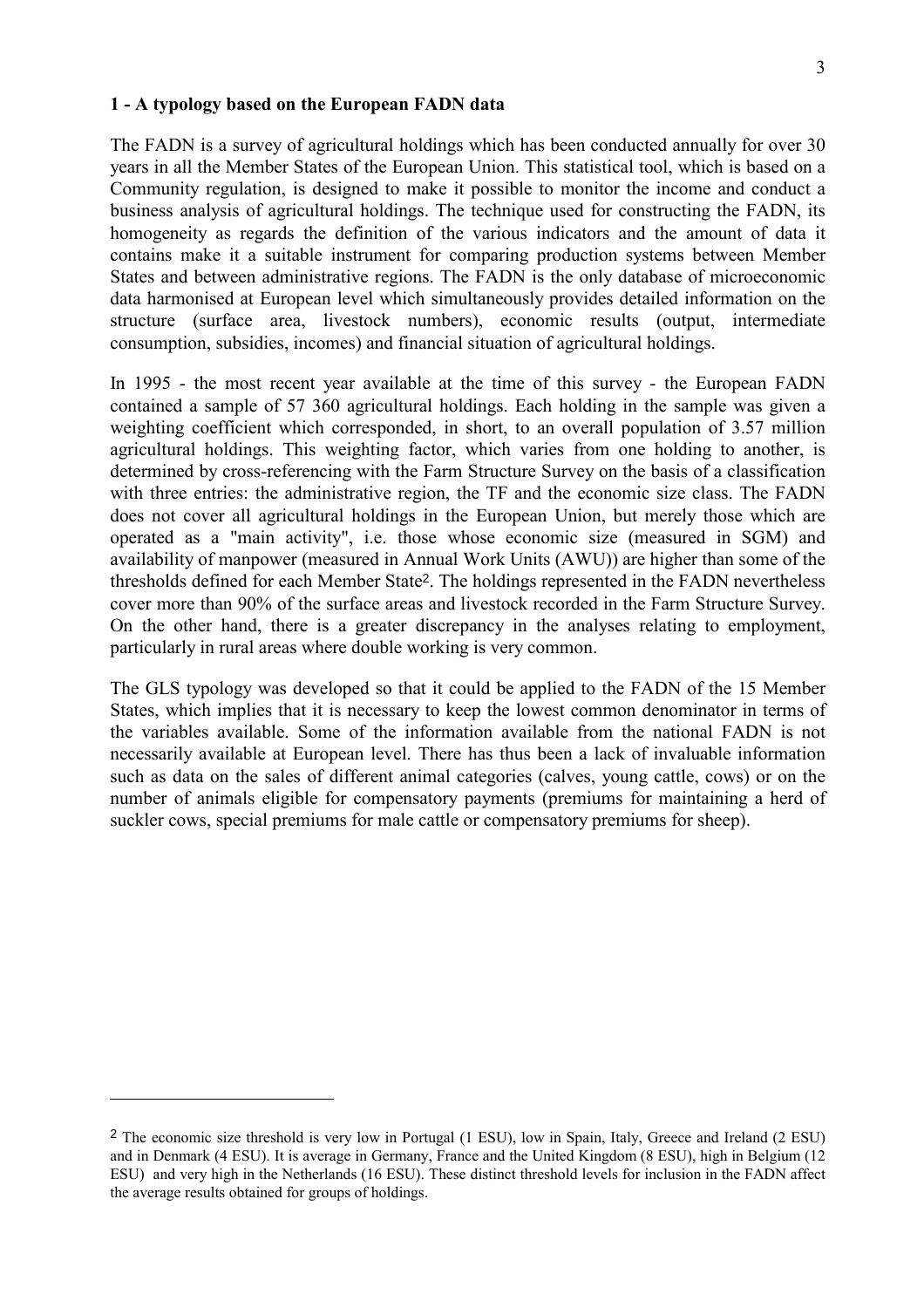**1 - A typology based on the European FADN data**

The FADN is a survey of agricultural holdings which has been conducted annually for over 30 years in all the Member States of the European Union. This statistical tool, which is based on a Community regulation, is designed to make it possible to monitor the income and conduct a business analysis of agricultural holdings. The technique used for constructing the FADN, its homogeneity as regards the definition of the various indicators and the amount of data it contains make it a suitable instrument for comparing production systems between Member States and between administrative regions. The FADN is the only database of microeconomic data harmonised at European level which simultaneously provides detailed information on the structure (surface area, livestock numbers), economic results (output, intermediate consumption, subsidies, incomes) and financial situation of agricultural holdings.

In 1995 - the most recent year available at the time of this survey - the European FADN contained a sample of 57 360 agricultural holdings. Each holding in the sample was given a weighting coefficient which corresponded, in short, to an overall population of 3.57 million agricultural holdings. This weighting factor, which varies from one holding to another, is determined by cross-referencing with the Farm Structure Survey on the basis of a classification with three entries: the administrative region, the TF and the economic size class. The FADN does not cover all agricultural holdings in the European Union, but merely those which are operated as a "main activity", i.e. those whose economic size (measured in SGM) and availability of manpower (measured in Annual Work Units (AWU)) are higher than some of the thresholds defined for each Member State[2]. The holdings represented in the FADN nevertheless cover more than 90% of the surface areas and livestock recorded in the Farm Structure Survey. On the other hand, there is a greater discrepancy in the analyses relating to employment, particularly in rural areas where double working is very common.

The GLS typology was developed so that it could be applied to the FADN of the 15 Member States, which implies that it is necessary to keep the lowest common denominator in terms of the variables available. Some of the information available from the national FADN is not necessarily available at European level. There has thus been a lack of invaluable information such as data on the sales of different animal categories (calves, young cattle, cows) or on the number of animals eligible for compensatory payments (premiums for maintaining a herd of suckler cows, special premiums for male cattle or compensatory premiums for sheep).

[2] The economic size threshold is very low in Portugal (1 ESU), low in Spain, Italy, Greece and Ireland (2 ESU) and in Denmark (4 ESU). It is average in Germany, France and the United Kingdom (8 ESU), high in Belgium (12 ESU) and very high in the Netherlands (16 ESU). These distinct threshold levels for inclusion in the FADN affect the average results obtained for groups of holdings.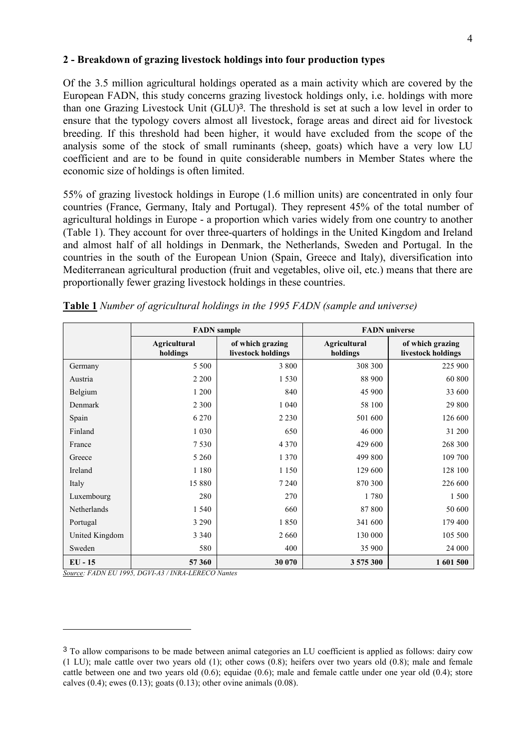## 2 - Breakdown of grazing livestock holdings into four production types

Of the 3.5 million agricultural holdings operated as a main activity which are covered by the European FADN, this study concerns grazing livestock holdings only, i.e. holdings with more than one Grazing Livestock Unit (GLU)[3]. The threshold is set at such a low level in order to ensure that the typology covers almost all livestock, forage areas and direct aid for livestock breeding. If this threshold had been higher, it would have excluded from the scope of the analysis some of the stock of small ruminants (sheep, goats) which have a very low LU coefficient and are to be found in quite considerable numbers in Member States where the economic size of holdings is often limited.

55% of grazing livestock holdings in Europe (1.6 million units) are concentrated in only four countries (France, Germany, Italy and Portugal). They represent 45% of the total number of agricultural holdings in Europe - a proportion which varies widely from one country to another (Table 1). They account for over three-quarters of holdings in the United Kingdom and Ireland and almost half of all holdings in Denmark, the Netherlands, Sweden and Portugal. In the countries in the south of the European Union (Spain, Greece and Italy), diversification into Mediterranean agricultural production (fruit and vegetables, olive oil, etc.) means that there are proportionally fewer grazing livestock holdings in these countries.

**Table 1** *Number of agricultural holdings in the 1995 FADN (sample and universe)*

| | FADN sample | | FADN universe | |
|---|---|---|---|---|
| | Agricultural holdings | of which grazing livestock holdings | Agricultural holdings | of which grazing livestock holdings |
| Germany | 5 500 | 3 800 | 308 300 | 225 900 |
| Austria | 2 200 | 1 530 | 88 900 | 60 800 |
| Belgium | 1 200 | 840 | 45 900 | 33 600 |
| Denmark | 2 300 | 1 040 | 58 100 | 29 800 |
| Spain | 6 270 | 2 230 | 501 600 | 126 600 |
| Finland | 1 030 | 650 | 46 000 | 31 200 |
| France | 7 530 | 4 370 | 429 600 | 268 300 |
| Greece | 5 260 | 1 370 | 499 800 | 109 700 |
| Ireland | 1 180 | 1 150 | 129 600 | 128 100 |
| Italy | 15 880 | 7 240 | 870 300 | 226 600 |
| Luxembourg | 280 | 270 | 1 780 | 1 500 |
| Netherlands | 1 540 | 660 | 87 800 | 50 600 |
| Portugal | 3 290 | 1 850 | 341 600 | 179 400 |
| United Kingdom | 3 340 | 2 660 | 130 000 | 105 500 |
| Sweden | 580 | 400 | 35 900 | 24 000 |
| **EU - 15** | **57 360** | **30 070** | **3 575 300** | **1 601 500** |

*Source: FADN EU 1995, DGVI-A3 / INRA-LERECO Nantes*

[3] To allow comparisons to be made between animal categories an LU coefficient is applied as follows: dairy cow (1 LU); male cattle over two years old (1); other cows (0.8); heifers over two years old (0.8); male and female cattle between one and two years old (0.6); equidae (0.6); male and female cattle under one year old (0.4); store calves (0.4); ewes (0.13); goats (0.13); other ovine animals (0.08).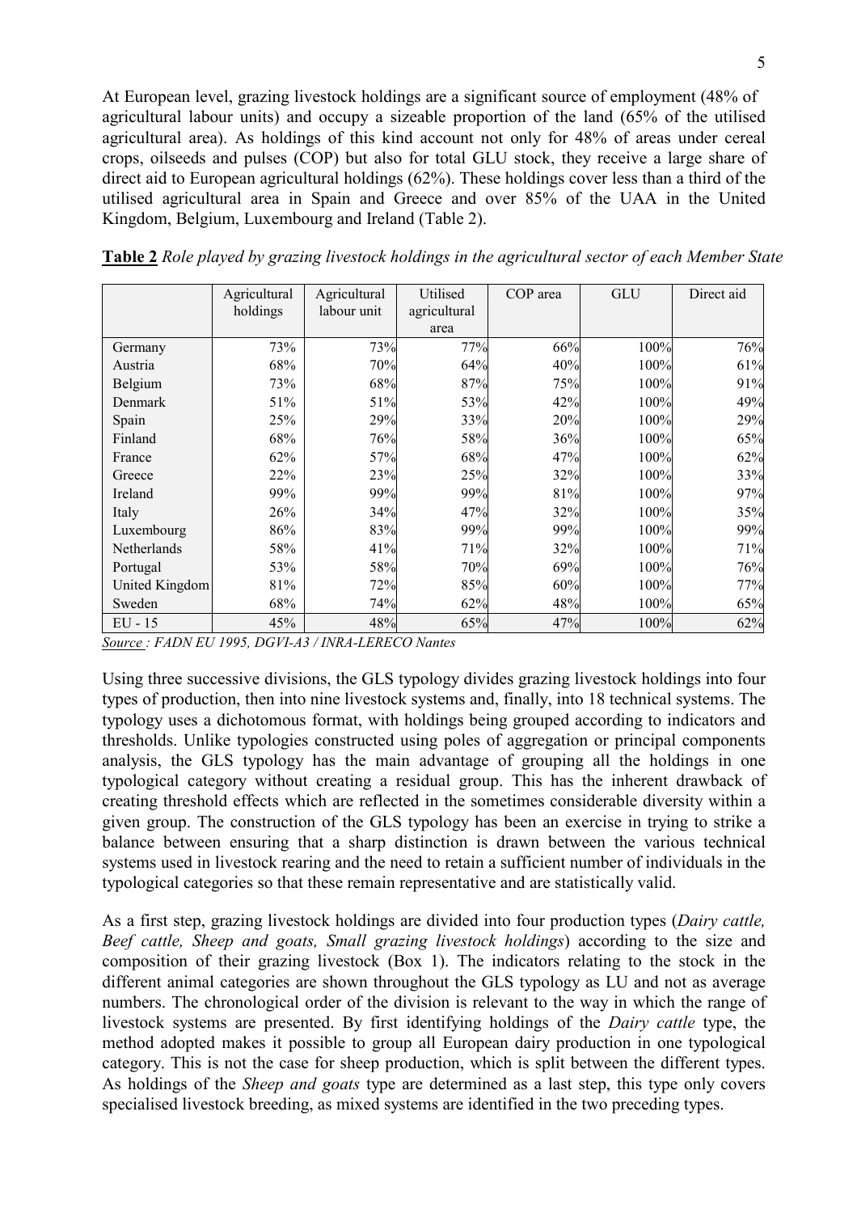At European level, grazing livestock holdings are a significant source of employment (48% of agricultural labour units) and occupy a sizeable proportion of the land (65% of the utilised agricultural area). As holdings of this kind account not only for 48% of areas under cereal crops, oilseeds and pulses (COP) but also for total GLU stock, they receive a large share of direct aid to European agricultural holdings (62%). These holdings cover less than a third of the utilised agricultural area in Spain and Greece and over 85% of the UAA in the United Kingdom, Belgium, Luxembourg and Ireland (Table 2).

**Table 2** *Role played by grazing livestock holdings in the agricultural sector of each Member State*

| | Agricultural holdings | Agricultural labour unit | Utilised agricultural area | COP area | GLU | Direct aid |
|---|---|---|---|---|---|---|
| Germany | 73% | 73% | 77% | 66% | 100% | 76% |
| Austria | 68% | 70% | 64% | 40% | 100% | 61% |
| Belgium | 73% | 68% | 87% | 75% | 100% | 91% |
| Denmark | 51% | 51% | 53% | 42% | 100% | 49% |
| Spain | 25% | 29% | 33% | 20% | 100% | 29% |
| Finland | 68% | 76% | 58% | 36% | 100% | 65% |
| France | 62% | 57% | 68% | 47% | 100% | 62% |
| Greece | 22% | 23% | 25% | 32% | 100% | 33% |
| Ireland | 99% | 99% | 99% | 81% | 100% | 97% |
| Italy | 26% | 34% | 47% | 32% | 100% | 35% |
| Luxembourg | 86% | 83% | 99% | 99% | 100% | 99% |
| Netherlands | 58% | 41% | 71% | 32% | 100% | 71% |
| Portugal | 53% | 58% | 70% | 69% | 100% | 76% |
| United Kingdom | 81% | 72% | 85% | 60% | 100% | 77% |
| Sweden | 68% | 74% | 62% | 48% | 100% | 65% |
| EU - 15 | 45% | 48% | 65% | 47% | 100% | 62% |

*Source : FADN EU 1995, DGVI-A3 / INRA-LERECO Nantes*

Using three successive divisions, the GLS typology divides grazing livestock holdings into four types of production, then into nine livestock systems and, finally, into 18 technical systems. The typology uses a dichotomous format, with holdings being grouped according to indicators and thresholds. Unlike typologies constructed using poles of aggregation or principal components analysis, the GLS typology has the main advantage of grouping all the holdings in one typological category without creating a residual group. This has the inherent drawback of creating threshold effects which are reflected in the sometimes considerable diversity within a given group. The construction of the GLS typology has been an exercise in trying to strike a balance between ensuring that a sharp distinction is drawn between the various technical systems used in livestock rearing and the need to retain a sufficient number of individuals in the typological categories so that these remain representative and are statistically valid.

As a first step, grazing livestock holdings are divided into four production types (*Dairy cattle, Beef cattle, Sheep and goats, Small grazing livestock holdings*) according to the size and composition of their grazing livestock (Box 1). The indicators relating to the stock in the different animal categories are shown throughout the GLS typology as LU and not as average numbers. The chronological order of the division is relevant to the way in which the range of livestock systems are presented. By first identifying holdings of the *Dairy cattle* type, the method adopted makes it possible to group all European dairy production in one typological category. This is not the case for sheep production, which is split between the different types. As holdings of the *Sheep and goats* type are determined as a last step, this type only covers specialised livestock breeding, as mixed systems are identified in the two preceding types.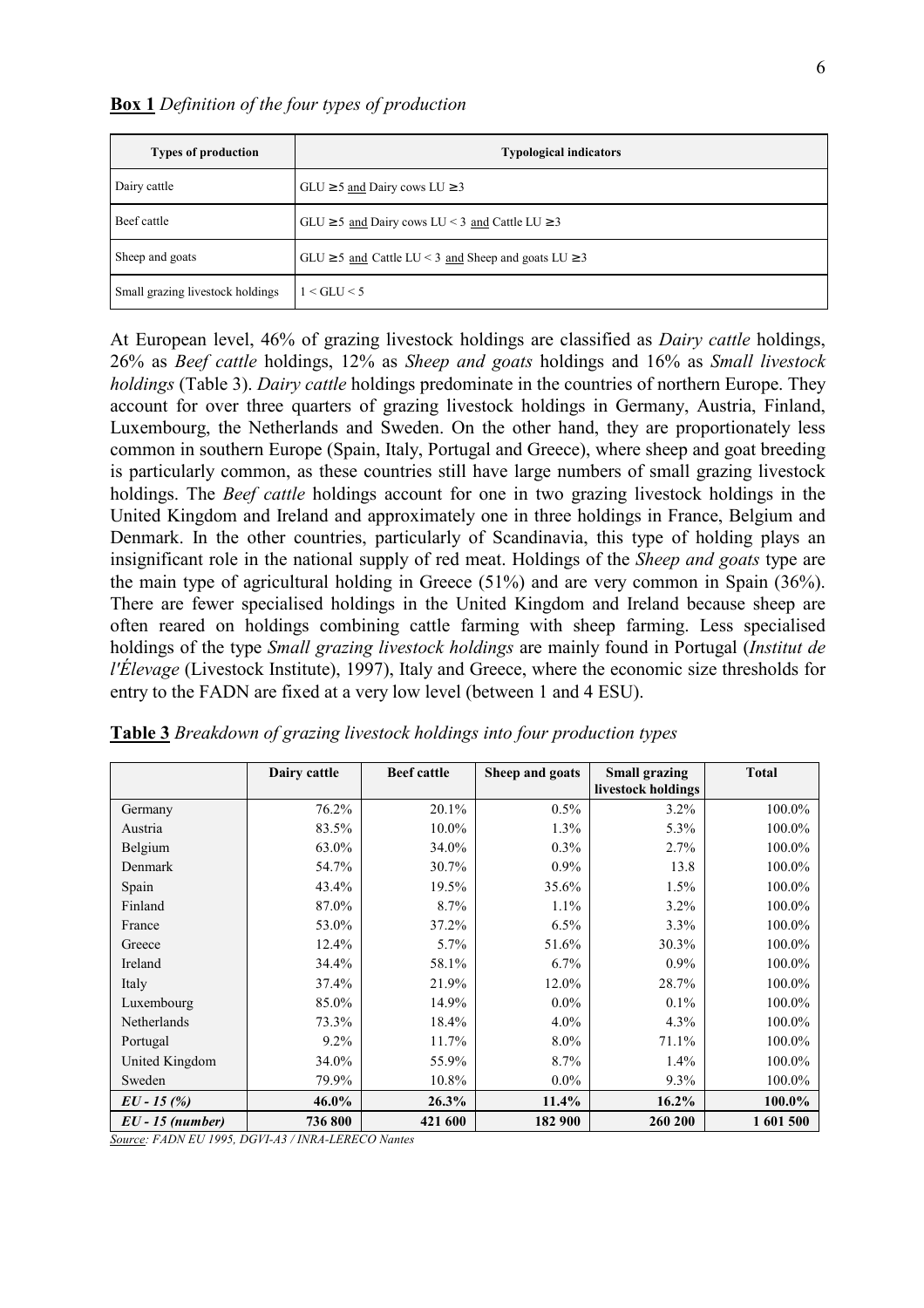**Box 1** *Definition of the four types of production*

| Types of production | Typological indicators |
|---|---|
| Dairy cattle | GLU ≥ 5 and Dairy cows LU ≥ 3 |
| Beef cattle | GLU ≥ 5 and Dairy cows LU < 3 and Cattle LU ≥ 3 |
| Sheep and goats | GLU ≥ 5 and Cattle LU < 3 and Sheep and goats LU ≥ 3 |
| Small grazing livestock holdings | 1 < GLU < 5 |

At European level, 46% of grazing livestock holdings are classified as *Dairy cattle* holdings, 26% as *Beef cattle* holdings, 12% as *Sheep and goats* holdings and 16% as *Small livestock holdings* (Table 3). *Dairy cattle* holdings predominate in the countries of northern Europe. They account for over three quarters of grazing livestock holdings in Germany, Austria, Finland, Luxembourg, the Netherlands and Sweden. On the other hand, they are proportionately less common in southern Europe (Spain, Italy, Portugal and Greece), where sheep and goat breeding is particularly common, as these countries still have large numbers of small grazing livestock holdings. The *Beef cattle* holdings account for one in two grazing livestock holdings in the United Kingdom and Ireland and approximately one in three holdings in France, Belgium and Denmark. In the other countries, particularly of Scandinavia, this type of holding plays an insignificant role in the national supply of red meat. Holdings of the *Sheep and goats* type are the main type of agricultural holding in Greece (51%) and are very common in Spain (36%). There are fewer specialised holdings in the United Kingdom and Ireland because sheep are often reared on holdings combining cattle farming with sheep farming. Less specialised holdings of the type *Small grazing livestock holdings* are mainly found in Portugal (*Institut de l'Élevage* (Livestock Institute), 1997), Italy and Greece, where the economic size thresholds for entry to the FADN are fixed at a very low level (between 1 and 4 ESU).

**Table 3** *Breakdown of grazing livestock holdings into four production types*

| | Dairy cattle | Beef cattle | Sheep and goats | Small grazing livestock holdings | Total |
|---|---|---|---|---|---|
| Germany | 76.2% | 20.1% | 0.5% | 3.2% | 100.0% |
| Austria | 83.5% | 10.0% | 1.3% | 5.3% | 100.0% |
| Belgium | 63.0% | 34.0% | 0.3% | 2.7% | 100.0% |
| Denmark | 54.7% | 30.7% | 0.9% | 13.8 | 100.0% |
| Spain | 43.4% | 19.5% | 35.6% | 1.5% | 100.0% |
| Finland | 87.0% | 8.7% | 1.1% | 3.2% | 100.0% |
| France | 53.0% | 37.2% | 6.5% | 3.3% | 100.0% |
| Greece | 12.4% | 5.7% | 51.6% | 30.3% | 100.0% |
| Ireland | 34.4% | 58.1% | 6.7% | 0.9% | 100.0% |
| Italy | 37.4% | 21.9% | 12.0% | 28.7% | 100.0% |
| Luxembourg | 85.0% | 14.9% | 0.0% | 0.1% | 100.0% |
| Netherlands | 73.3% | 18.4% | 4.0% | 4.3% | 100.0% |
| Portugal | 9.2% | 11.7% | 8.0% | 71.1% | 100.0% |
| United Kingdom | 34.0% | 55.9% | 8.7% | 1.4% | 100.0% |
| Sweden | 79.9% | 10.8% | 0.0% | 9.3% | 100.0% |
| ***EU - 15 (%)*** | **46.0%** | **26.3%** | **11.4%** | **16.2%** | **100.0%** |
| ***EU - 15 (number)*** | **736 800** | **421 600** | **182 900** | **260 200** | **1 601 500** |

*Source: FADN EU 1995, DGVI-A3 / INRA-LERECO Nantes*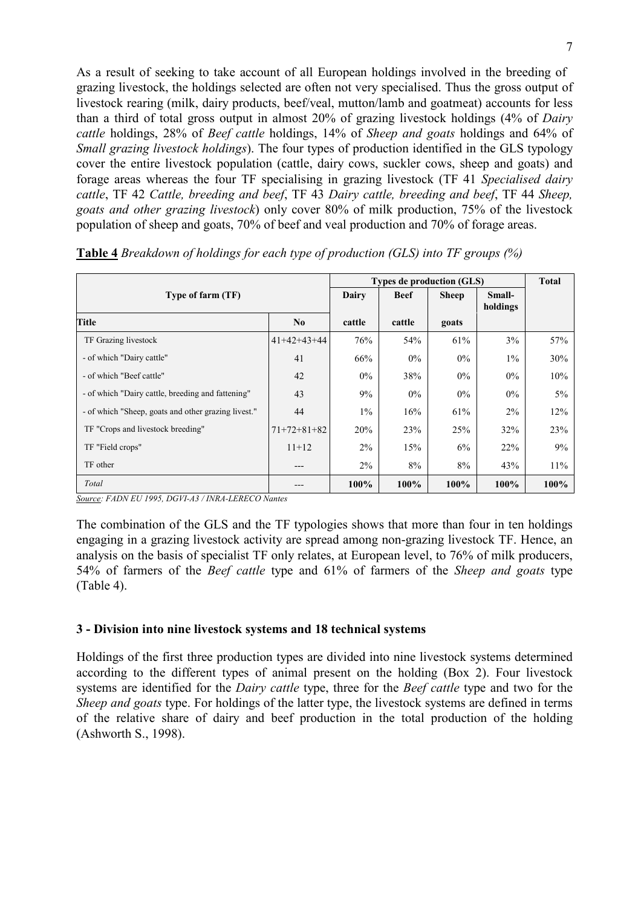As a result of seeking to take account of all European holdings involved in the breeding of grazing livestock, the holdings selected are often not very specialised. Thus the gross output of livestock rearing (milk, dairy products, beef/veal, mutton/lamb and goatmeat) accounts for less than a third of total gross output in almost 20% of grazing livestock holdings (4% of *Dairy cattle* holdings, 28% of *Beef cattle* holdings, 14% of *Sheep and goats* holdings and 64% of *Small grazing livestock holdings*). The four types of production identified in the GLS typology cover the entire livestock population (cattle, dairy cows, suckler cows, sheep and goats) and forage areas whereas the four TF specialising in grazing livestock (TF 41 *Specialised dairy cattle*, TF 42 *Cattle, breeding and beef*, TF 43 *Dairy cattle, breeding and beef*, TF 44 *Sheep, goats and other grazing livestock*) only cover 80% of milk production, 75% of the livestock population of sheep and goats, 70% of beef and veal production and 70% of forage areas.

**Table 4** *Breakdown of holdings for each type of production (GLS) into TF groups (%)*

| Type of farm (TF) | | Types de production (GLS) | | | | Total |
|---|---|---|---|---|---|---|
| | | Dairy | Beef | Sheep | Small-holdings | |
| **Title** | **No** | **cattle** | **cattle** | **goats** | | |
| TF Grazing livestock | 41+42+43+44 | 76% | 54% | 61% | 3% | 57% |
| - of which "Dairy cattle" | 41 | 66% | 0% | 0% | 1% | 30% |
| - of which "Beef cattle" | 42 | 0% | 38% | 0% | 0% | 10% |
| - of which "Dairy cattle, breeding and fattening" | 43 | 9% | 0% | 0% | 0% | 5% |
| - of which "Sheep, goats and other grazing livest." | 44 | 1% | 16% | 61% | 2% | 12% |
| TF "Crops and livestock breeding" | 71+72+81+82 | 20% | 23% | 25% | 32% | 23% |
| TF "Field crops" | 11+12 | 2% | 15% | 6% | 22% | 9% |
| TF other | --- | 2% | 8% | 8% | 43% | 11% |
| *Total* | --- | **100%** | **100%** | **100%** | **100%** | **100%** |

*Source: FADN EU 1995, DGVI-A3 / INRA-LERECO Nantes*

The combination of the GLS and the TF typologies shows that more than four in ten holdings engaging in a grazing livestock activity are spread among non-grazing livestock TF. Hence, an analysis on the basis of specialist TF only relates, at European level, to 76% of milk producers, 54% of farmers of the *Beef cattle* type and 61% of farmers of the *Sheep and goats* type (Table 4).

### 3 - Division into nine livestock systems and 18 technical systems

Holdings of the first three production types are divided into nine livestock systems determined according to the different types of animal present on the holding (Box 2). Four livestock systems are identified for the *Dairy cattle* type, three for the *Beef cattle* type and two for the *Sheep and goats* type. For holdings of the latter type, the livestock systems are defined in terms of the relative share of dairy and beef production in the total production of the holding (Ashworth S., 1998).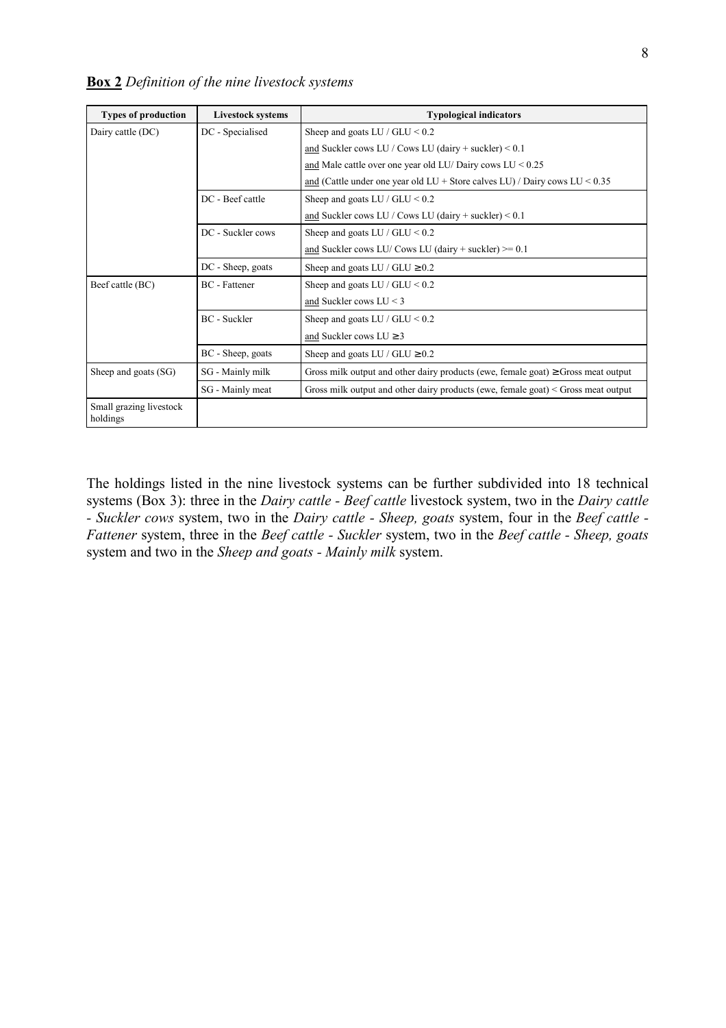**Box 2** *Definition of the nine livestock systems*

| Types of production | Livestock systems | Typological indicators |
|---|---|---|
| Dairy cattle (DC) | DC - Specialised | Sheep and goats LU / GLU < 0.2 |
| | | and Suckler cows LU / Cows LU (dairy + suckler) < 0.1 |
| | | and Male cattle over one year old LU/ Dairy cows LU < 0.25 |
| | | and (Cattle under one year old LU + Store calves LU) / Dairy cows LU < 0.35 |
| | DC - Beef cattle | Sheep and goats LU / GLU < 0.2 |
| | | and Suckler cows LU / Cows LU (dairy + suckler) < 0.1 |
| | DC - Suckler cows | Sheep and goats LU / GLU < 0.2 |
| | | and Suckler cows LU/ Cows LU (dairy + suckler) >= 0.1 |
| | DC - Sheep, goats | Sheep and goats LU / GLU ≥ 0.2 |
| Beef cattle (BC) | BC - Fattener | Sheep and goats LU / GLU < 0.2 |
| | | and Suckler cows LU < 3 |
| | BC - Suckler | Sheep and goats LU / GLU < 0.2 |
| | | and Suckler cows LU ≥ 3 |
| | BC - Sheep, goats | Sheep and goats LU / GLU ≥ 0.2 |
| Sheep and goats (SG) | SG - Mainly milk | Gross milk output and other dairy products (ewe, female goat) ≥ Gross meat output |
| | SG - Mainly meat | Gross milk output and other dairy products (ewe, female goat) < Gross meat output |
| Small grazing livestock holdings | | |

The holdings listed in the nine livestock systems can be further subdivided into 18 technical systems (Box 3): three in the *Dairy cattle - Beef cattle* livestock system, two in the *Dairy cattle - Suckler cows* system, two in the *Dairy cattle - Sheep, goats* system, four in the *Beef cattle - Fattener* system, three in the *Beef cattle - Suckler* system, two in the *Beef cattle - Sheep, goats* system and two in the *Sheep and goats - Mainly milk* system.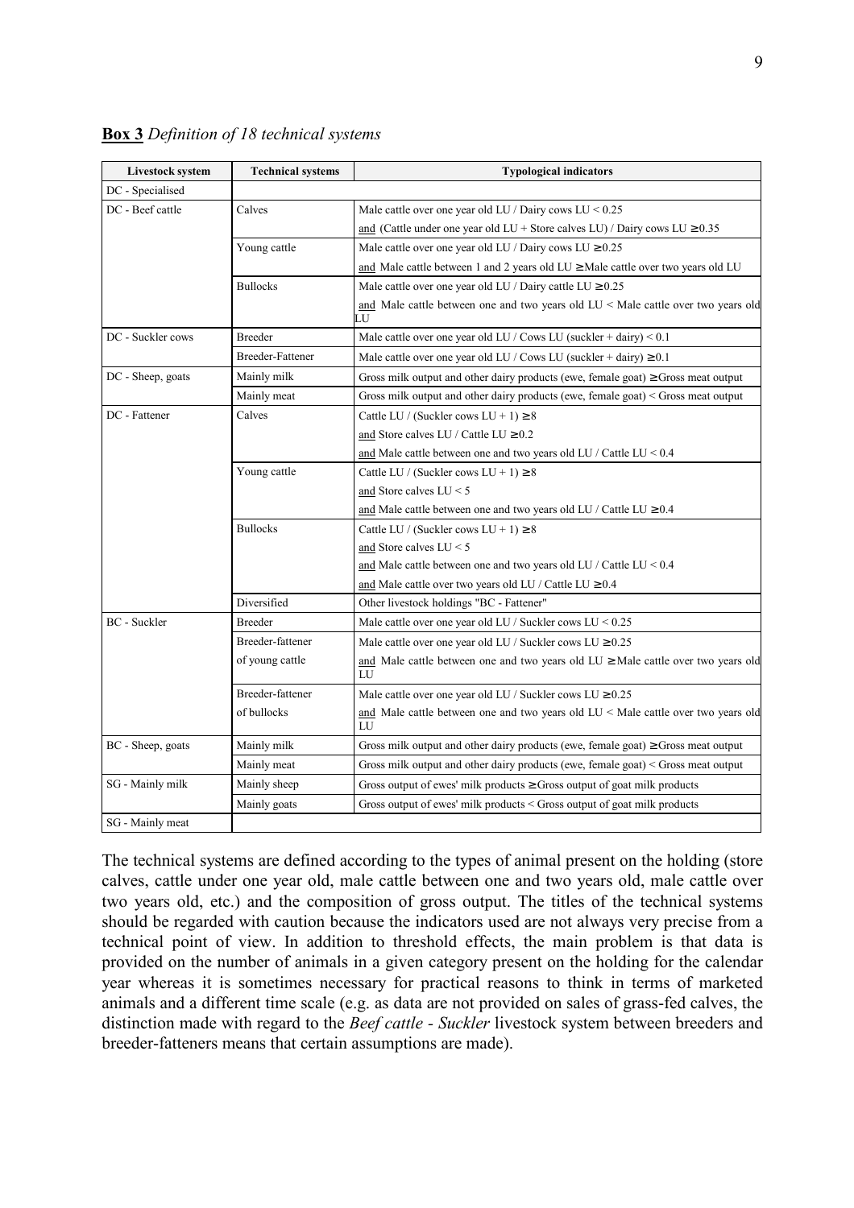**Box 3** *Definition of 18 technical systems*

| Livestock system | Technical systems | Typological indicators |
|---|---|---|
| DC - Specialised | | |
| DC - Beef cattle | Calves | Male cattle over one year old LU / Dairy cows LU < 0.25 |
| | | and (Cattle under one year old LU + Store calves LU) / Dairy cows LU ≥ 0.35 |
| | Young cattle | Male cattle over one year old LU / Dairy cows LU ≥ 0.25 |
| | | and Male cattle between 1 and 2 years old LU ≥ Male cattle over two years old LU |
| | Bullocks | Male cattle over one year old LU / Dairy cattle LU ≥ 0.25 |
| | | and Male cattle between one and two years old LU < Male cattle over two years old LU |
| DC - Suckler cows | Breeder | Male cattle over one year old LU / Cows LU (suckler + dairy) < 0.1 |
| | Breeder-Fattener | Male cattle over one year old LU / Cows LU (suckler + dairy) ≥ 0.1 |
| DC - Sheep, goats | Mainly milk | Gross milk output and other dairy products (ewe, female goat) ≥ Gross meat output |
| | Mainly meat | Gross milk output and other dairy products (ewe, female goat) < Gross meat output |
| DC - Fattener | Calves | Cattle LU / (Suckler cows LU + 1) ≥ 8 |
| | | and Store calves LU / Cattle LU ≥ 0.2 |
| | | and Male cattle between one and two years old LU / Cattle LU < 0.4 |
| | Young cattle | Cattle LU / (Suckler cows LU + 1) ≥ 8 |
| | | and Store calves LU < 5 |
| | | and Male cattle between one and two years old LU / Cattle LU ≥ 0.4 |
| | Bullocks | Cattle LU / (Suckler cows LU + 1) ≥ 8 |
| | | and Store calves LU < 5 |
| | | and Male cattle between one and two years old LU / Cattle LU < 0.4 |
| | | and Male cattle over two years old LU / Cattle LU ≥ 0.4 |
| | Diversified | Other livestock holdings "BC - Fattener" |
| BC - Suckler | Breeder | Male cattle over one year old LU / Suckler cows LU < 0.25 |
| | Breeder-fattener of young cattle | Male cattle over one year old LU / Suckler cows LU ≥ 0.25 |
| | | and Male cattle between one and two years old LU ≥ Male cattle over two years old LU |
| | Breeder-fattener of bullocks | Male cattle over one year old LU / Suckler cows LU ≥ 0.25 |
| | | and Male cattle between one and two years old LU < Male cattle over two years old LU |
| BC - Sheep, goats | Mainly milk | Gross milk output and other dairy products (ewe, female goat) ≥ Gross meat output |
| | Mainly meat | Gross milk output and other dairy products (ewe, female goat) < Gross meat output |
| SG - Mainly milk | Mainly sheep | Gross output of ewes' milk products ≥ Gross output of goat milk products |
| | Mainly goats | Gross output of ewes' milk products < Gross output of goat milk products |
| SG - Mainly meat | | |

The technical systems are defined according to the types of animal present on the holding (store calves, cattle under one year old, male cattle between one and two years old, male cattle over two years old, etc.) and the composition of gross output. The titles of the technical systems should be regarded with caution because the indicators used are not always very precise from a technical point of view. In addition to threshold effects, the main problem is that data is provided on the number of animals in a given category present on the holding for the calendar year whereas it is sometimes necessary for practical reasons to think in terms of marketed animals and a different time scale (e.g. as data are not provided on sales of grass-fed calves, the distinction made with regard to the *Beef cattle - Suckler* livestock system between breeders and breeder-fatteners means that certain assumptions are made).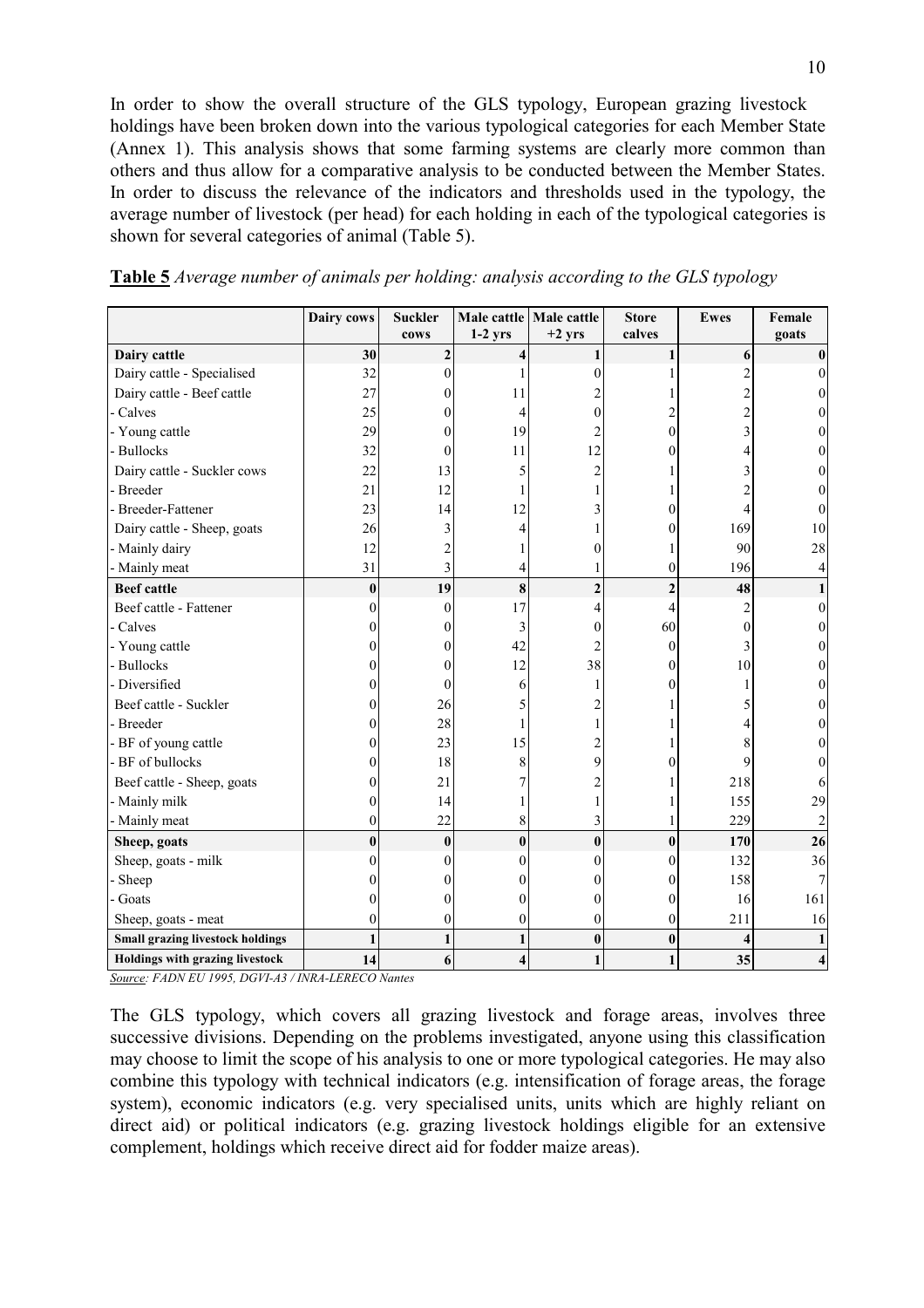In order to show the overall structure of the GLS typology, European grazing livestock holdings have been broken down into the various typological categories for each Member State (Annex 1). This analysis shows that some farming systems are clearly more common than others and thus allow for a comparative analysis to be conducted between the Member States. In order to discuss the relevance of the indicators and thresholds used in the typology, the average number of livestock (per head) for each holding in each of the typological categories is shown for several categories of animal (Table 5).

**Table 5** *Average number of animals per holding: analysis according to the GLS typology*

| | Dairy cows | Suckler cows | Male cattle 1-2 yrs | Male cattle +2 yrs | Store calves | Ewes | Female goats |
|---|---|---|---|---|---|---|---|
| **Dairy cattle** | **30** | **2** | **4** | **1** | **1** | **6** | **0** |
| Dairy cattle - Specialised | 32 | 0 | 1 | 0 | 1 | 2 | 0 |
| Dairy cattle - Beef cattle | 27 | 0 | 11 | 2 | 1 | 2 | 0 |
| - Calves | 25 | 0 | 4 | 0 | 2 | 2 | 0 |
| - Young cattle | 29 | 0 | 19 | 2 | 0 | 3 | 0 |
| - Bullocks | 32 | 0 | 11 | 12 | 0 | 4 | 0 |
| Dairy cattle - Suckler cows | 22 | 13 | 5 | 2 | 1 | 3 | 0 |
| - Breeder | 21 | 12 | 1 | 1 | 1 | 2 | 0 |
| - Breeder-Fattener | 23 | 14 | 12 | 3 | 0 | 4 | 0 |
| Dairy cattle - Sheep, goats | 26 | 3 | 4 | 1 | 0 | 169 | 10 |
| - Mainly dairy | 12 | 2 | 1 | 0 | 1 | 90 | 28 |
| - Mainly meat | 31 | 3 | 4 | 1 | 0 | 196 | 4 |
| **Beef cattle** | **0** | **19** | **8** | **2** | **2** | **48** | **1** |
| Beef cattle - Fattener | 0 | 0 | 17 | 4 | 4 | 2 | 0 |
| - Calves | 0 | 0 | 3 | 0 | 60 | 0 | 0 |
| - Young cattle | 0 | 0 | 42 | 2 | 0 | 3 | 0 |
| - Bullocks | 0 | 0 | 12 | 38 | 0 | 10 | 0 |
| - Diversified | 0 | 0 | 6 | 1 | 0 | 1 | 0 |
| Beef cattle - Suckler | 0 | 26 | 5 | 2 | 1 | 5 | 0 |
| - Breeder | 0 | 28 | 1 | 1 | 1 | 4 | 0 |
| - BF of young cattle | 0 | 23 | 15 | 2 | 1 | 8 | 0 |
| - BF of bullocks | 0 | 18 | 8 | 9 | 0 | 9 | 0 |
| Beef cattle - Sheep, goats | 0 | 21 | 7 | 2 | 1 | 218 | 6 |
| - Mainly milk | 0 | 14 | 1 | 1 | 1 | 155 | 29 |
| - Mainly meat | 0 | 22 | 8 | 3 | 1 | 229 | 2 |
| **Sheep, goats** | **0** | **0** | **0** | **0** | **0** | **170** | **26** |
| Sheep, goats - milk | 0 | 0 | 0 | 0 | 0 | 132 | 36 |
| - Sheep | 0 | 0 | 0 | 0 | 0 | 158 | 7 |
| - Goats | 0 | 0 | 0 | 0 | 0 | 16 | 161 |
| Sheep, goats - meat | 0 | 0 | 0 | 0 | 0 | 211 | 16 |
| **Small grazing livestock holdings** | **1** | **1** | **1** | **0** | **0** | **4** | **1** |
| **Holdings with grazing livestock** | **14** | **6** | **4** | **1** | **1** | **35** | **4** |

*Source: FADN EU 1995, DGVI-A3 / INRA-LERECO Nantes*

The GLS typology, which covers all grazing livestock and forage areas, involves three successive divisions. Depending on the problems investigated, anyone using this classification may choose to limit the scope of his analysis to one or more typological categories. He may also combine this typology with technical indicators (e.g. intensification of forage areas, the forage system), economic indicators (e.g. very specialised units, units which are highly reliant on direct aid) or political indicators (e.g. grazing livestock holdings eligible for an extensive complement, holdings which receive direct aid for fodder maize areas).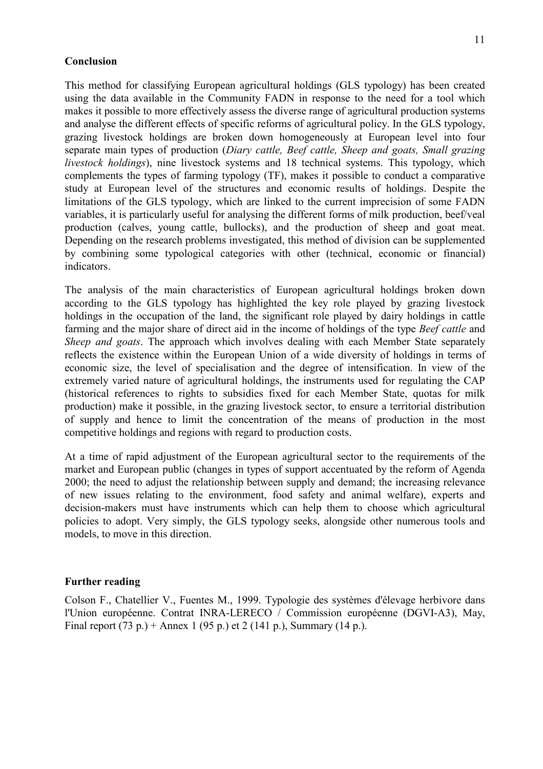**Conclusion**

This method for classifying European agricultural holdings (GLS typology) has been created using the data available in the Community FADN in response to the need for a tool which makes it possible to more effectively assess the diverse range of agricultural production systems and analyse the different effects of specific reforms of agricultural policy. In the GLS typology, grazing livestock holdings are broken down homogeneously at European level into four separate main types of production (*Diary cattle, Beef cattle, Sheep and goats, Small grazing livestock holdings*), nine livestock systems and 18 technical systems. This typology, which complements the types of farming typology (TF), makes it possible to conduct a comparative study at European level of the structures and economic results of holdings. Despite the limitations of the GLS typology, which are linked to the current imprecision of some FADN variables, it is particularly useful for analysing the different forms of milk production, beef/veal production (calves, young cattle, bullocks), and the production of sheep and goat meat. Depending on the research problems investigated, this method of division can be supplemented by combining some typological categories with other (technical, economic or financial) indicators.

The analysis of the main characteristics of European agricultural holdings broken down according to the GLS typology has highlighted the key role played by grazing livestock holdings in the occupation of the land, the significant role played by dairy holdings in cattle farming and the major share of direct aid in the income of holdings of the type *Beef cattle* and *Sheep and goats*. The approach which involves dealing with each Member State separately reflects the existence within the European Union of a wide diversity of holdings in terms of economic size, the level of specialisation and the degree of intensification. In view of the extremely varied nature of agricultural holdings, the instruments used for regulating the CAP (historical references to rights to subsidies fixed for each Member State, quotas for milk production) make it possible, in the grazing livestock sector, to ensure a territorial distribution of supply and hence to limit the concentration of the means of production in the most competitive holdings and regions with regard to production costs.

At a time of rapid adjustment of the European agricultural sector to the requirements of the market and European public (changes in types of support accentuated by the reform of Agenda 2000; the need to adjust the relationship between supply and demand; the increasing relevance of new issues relating to the environment, food safety and animal welfare), experts and decision-makers must have instruments which can help them to choose which agricultural policies to adopt. Very simply, the GLS typology seeks, alongside other numerous tools and models, to move in this direction.

**Further reading**

Colson F., Chatellier V., Fuentes M., 1999. Typologie des systèmes d'élevage herbivore dans l'Union européenne. Contrat INRA-LERECO / Commission européenne (DGVI-A3), May, Final report (73 p.) + Annex 1 (95 p.) et 2 (141 p.), Summary (14 p.).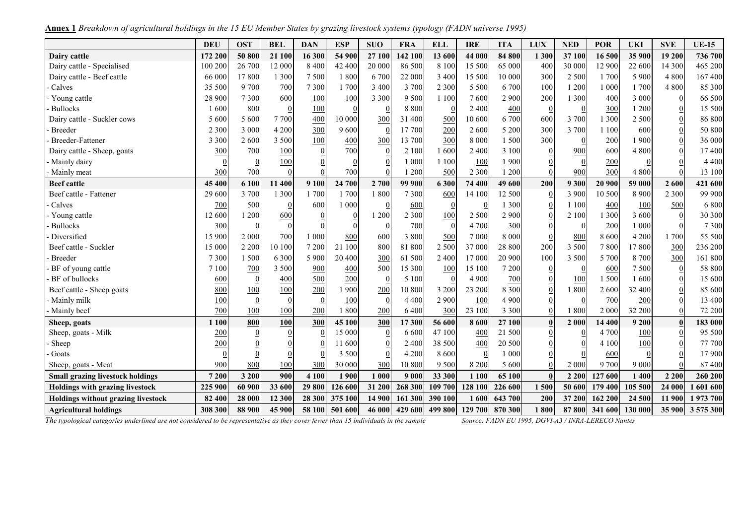**Annex 1** *Breakdown of agricultural holdings in the 15 EU Member States by grazing livestock systems typology (FADN universe 1995)*

| | DEU | OST | BEL | DAN | ESP | SUO | FRA | ELL | IRE | ITA | LUX | NED | POR | UKI | SVE | UE-15 |
|---|---|---|---|---|---|---|---|---|---|---|---|---|---|---|---|---|
| **Dairy cattle** | **172 200** | **50 800** | **21 100** | **16 300** | **54 900** | **27 100** | **142 100** | **13 600** | **44 000** | **84 800** | **1 300** | **37 100** | **16 500** | **35 900** | **19 200** | **736 700** |
| Dairy cattle - Specialised | 100 200 | 26 700 | 12 000 | 8 400 | 42 400 | 20 000 | 86 500 | 8 100 | 15 500 | 65 000 | 400 | 30 000 | 12 900 | 22 600 | 14 300 | 465 200 |
| Dairy cattle - Beef cattle | 66 000 | 17 800 | 1 300 | 7 500 | 1 800 | 6 700 | 22 000 | 3 400 | 15 500 | 10 000 | 300 | 2 500 | 1 700 | 5 900 | 4 800 | 167 400 |
| - Calves | 35 500 | 9 700 | 700 | 7 300 | 1 700 | 3 400 | 3 700 | 2 300 | 5 500 | 6 700 | 100 | 1 200 | 1 000 | 1 700 | 4 800 | 85 300 |
| - Young cattle | 28 900 | 7 300 | 600 | 100 | 100 | 3 300 | 9 500 | 1 100 | 7 600 | 2 900 | 200 | 1 300 | 400 | 3 000 | 0 | 66 500 |
| - Bullocks | 1 600 | 800 | 0 | 100 | 0 | 0 | 8 800 | 0 | 2 400 | 400 | 0 | 0 | 300 | 1 200 | 0 | 15 500 |
| Dairy cattle - Suckler cows | 5 600 | 5 600 | 7 700 | 400 | 10 000 | 300 | 31 400 | 500 | 10 600 | 6 700 | 600 | 3 700 | 1 300 | 2 500 | 0 | 86 800 |
| - Breeder | 2 300 | 3 000 | 4 200 | 300 | 9 600 | 0 | 17 700 | 200 | 2 600 | 5 200 | 300 | 3 700 | 1 100 | 600 | 0 | 50 800 |
| - Breeder-Fattener | 3 300 | 2 600 | 3 500 | 100 | 400 | 300 | 13 700 | 300 | 8 000 | 1 500 | 300 | 0 | 200 | 1 900 | 0 | 36 000 |
| Dairy cattle - Sheep, goats | 300 | 700 | 100 | 0 | 700 | 0 | 2 100 | 1 600 | 2 400 | 3 100 | 0 | 900 | 600 | 4 800 | 0 | 17 400 |
| - Mainly dairy | 0 | 0 | 100 | 0 | 0 | 0 | 1 000 | 1 100 | 100 | 1 900 | 0 | 0 | 200 | 0 | 0 | 4 400 |
| - Mainly meat | 300 | 700 | 0 | 0 | 700 | 0 | 1 200 | 500 | 2 300 | 1 200 | 0 | 900 | 300 | 4 800 | 0 | 13 100 |
| **Beef cattle** | **45 400** | **6 100** | **11 400** | **9 100** | **24 700** | **2 700** | **99 900** | **6 300** | **74 400** | **49 600** | **200** | **9 300** | **20 900** | **59 000** | **2 600** | **421 600** |
| Beef cattle - Fattener | 29 600 | 3 700 | 1 300 | 1 700 | 1 700 | 1 800 | 7 300 | 600 | 14 100 | 12 500 | 0 | 3 900 | 10 500 | 8 900 | 2 300 | 99 900 |
| - Calves | 700 | 500 | 0 | 600 | 1 000 | 0 | 600 | 0 | 0 | 1 300 | 0 | 1 100 | 400 | 100 | 500 | 6 800 |
| - Young cattle | 12 600 | 1 200 | 600 | 0 | 0 | 1 200 | 2 300 | 100 | 2 500 | 2 900 | 0 | 2 100 | 1 300 | 3 600 | 0 | 30 300 |
| - Bullocks | 300 | 0 | 0 | 0 | 0 | 0 | 700 | 0 | 4 700 | 300 | 0 | 0 | 200 | 1 000 | 0 | 7 300 |
| - Diversified | 15 900 | 2 000 | 700 | 1 000 | 800 | 600 | 3 800 | 500 | 7 000 | 8 000 | 0 | 800 | 8 600 | 4 200 | 1 700 | 55 500 |
| Beef cattle - Suckler | 15 000 | 2 200 | 10 100 | 7 200 | 21 100 | 800 | 81 800 | 2 500 | 37 000 | 28 800 | 200 | 3 500 | 7 800 | 17 800 | 300 | 236 200 |
| - Breeder | 7 300 | 1 500 | 6 300 | 5 900 | 20 400 | 300 | 61 500 | 2 400 | 17 000 | 20 900 | 100 | 3 500 | 5 700 | 8 700 | 300 | 161 800 |
| - BF of young cattle | 7 100 | 700 | 3 500 | 900 | 400 | 500 | 15 300 | 100 | 15 100 | 7 200 | 0 | 0 | 600 | 7 500 | 0 | 58 800 |
| - BF of bullocks | 600 | 0 | 400 | 500 | 200 | 0 | 5 100 | 0 | 4 900 | 700 | 0 | 100 | 1 500 | 1 600 | 0 | 15 600 |
| Beef cattle - Sheep goats | 800 | 100 | 100 | 200 | 1 900 | 200 | 10 800 | 3 200 | 23 200 | 8 300 | 0 | 1 800 | 2 600 | 32 400 | 0 | 85 600 |
| - Mainly milk | 100 | 0 | 0 | 0 | 100 | 0 | 4 400 | 2 900 | 100 | 4 900 | 0 | 0 | 700 | 200 | 0 | 13 400 |
| - Mainly beef | 700 | 100 | 100 | 200 | 1 800 | 200 | 6 400 | 300 | 23 100 | 3 300 | 0 | 1 800 | 2 000 | 32 200 | 0 | 72 200 |
| **Sheep, goats** | **1 100** | **800** | **100** | **300** | **45 100** | **300** | **17 300** | **56 600** | **8 600** | **27 100** | **0** | **2 000** | **14 400** | **9 200** | **0** | **183 000** |
| Sheep, goats - Milk | 200 | 0 | 0 | 0 | 15 000 | 0 | 6 600 | 47 100 | 400 | 21 500 | 0 | 0 | 4 700 | 100 | 0 | 95 500 |
| - Sheep | 200 | 0 | 0 | 0 | 11 600 | 0 | 2 400 | 38 500 | 400 | 20 500 | 0 | 0 | 4 100 | 100 | 0 | 77 700 |
| - Goats | 0 | 0 | 0 | 0 | 3 500 | 0 | 4 200 | 8 600 | 0 | 1 000 | 0 | 0 | 600 | 0 | 0 | 17 900 |
| Sheep, goats - Meat | 900 | 800 | 100 | 300 | 30 000 | 300 | 10 800 | 9 500 | 8 200 | 5 600 | 0 | 2 000 | 9 700 | 9 000 | 0 | 87 400 |
| **Small grazing livestock holdings** | **7 200** | **3 200** | **900** | **4 100** | **1 900** | **1 000** | **9 000** | **33 300** | **1 100** | **65 100** | **0** | **2 200** | **127 600** | **1 400** | **2 200** | **260 200** |
| **Holdings with grazing livestock** | **225 900** | **60 900** | **33 600** | **29 800** | **126 600** | **31 200** | **268 300** | **109 700** | **128 100** | **226 600** | **1 500** | **50 600** | **179 400** | **105 500** | **24 000** | **1 601 600** |
| **Holdings without grazing livestock** | **82 400** | **28 000** | **12 300** | **28 300** | **375 100** | **14 900** | **161 300** | **390 100** | **1 600** | **643 700** | **200** | **37 200** | **162 200** | **24 500** | **11 900** | **1 973 700** |
| **Agricultural holdings** | **308 300** | **88 900** | **45 900** | **58 100** | **501 600** | **46 000** | **429 600** | **499 800** | **129 700** | **870 300** | **1 800** | **87 800** | **341 600** | **130 000** | **35 900** | **3 575 300** |

*The typological categories underlined are not considered to be representative as they cover fewer than 15 individuals in the sample* — *Source: FADN EU 1995, DGVI-A3 / INRA-LERECO Nantes*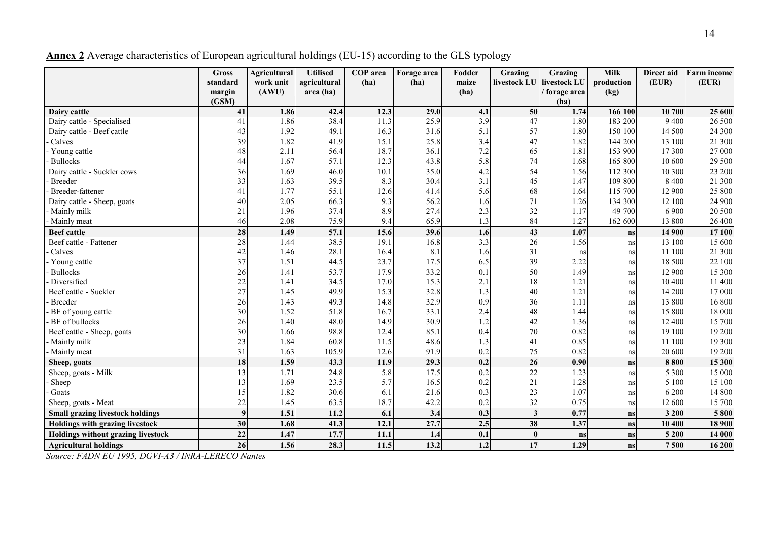**Annex 2** Average characteristics of European agricultural holdings (EU-15) according to the GLS typology

| | Gross standard margin (GSM) | Agricultural work unit (AWU) | Utilised agricultural area (ha) | COP area (ha) | Forage area (ha) | Fodder maize (ha) | Grazing livestock LU | Grazing livestock LU / forage area (ha) | Milk production (kg) | Direct aid (EUR) | Farm income (EUR) |
|---|---|---|---|---|---|---|---|---|---|---|---|
| **Dairy cattle** | **41** | **1.86** | **42.4** | **12.3** | **29.0** | **4.1** | **50** | **1.74** | **166 100** | **10 700** | **25 600** |
| Dairy cattle - Specialised | 41 | 1.86 | 38.4 | 11.3 | 25.9 | 3.9 | 47 | 1.80 | 183 200 | 9 400 | 26 500 |
| Dairy cattle - Beef cattle | 43 | 1.92 | 49.1 | 16.3 | 31.6 | 5.1 | 57 | 1.80 | 150 100 | 14 500 | 24 300 |
| - Calves | 39 | 1.82 | 41.9 | 15.1 | 25.8 | 3.4 | 47 | 1.82 | 144 200 | 13 100 | 21 300 |
| - Young cattle | 48 | 2.11 | 56.4 | 18.7 | 36.1 | 7.2 | 65 | 1.81 | 153 900 | 17 300 | 27 000 |
| - Bullocks | 44 | 1.67 | 57.1 | 12.3 | 43.8 | 5.8 | 74 | 1.68 | 165 800 | 10 600 | 29 500 |
| Dairy cattle - Suckler cows | 36 | 1.69 | 46.0 | 10.1 | 35.0 | 4.2 | 54 | 1.56 | 112 300 | 10 300 | 23 200 |
| - Breeder | 33 | 1.63 | 39.5 | 8.3 | 30.4 | 3.1 | 45 | 1.47 | 109 800 | 8 400 | 21 300 |
| - Breeder-fattener | 41 | 1.77 | 55.1 | 12.6 | 41.4 | 5.6 | 68 | 1.64 | 115 700 | 12 900 | 25 800 |
| Dairy cattle - Sheep, goats | 40 | 2.05 | 66.3 | 9.3 | 56.2 | 1.6 | 71 | 1.26 | 134 300 | 12 100 | 24 900 |
| - Mainly milk | 21 | 1.96 | 37.4 | 8.9 | 27.4 | 2.3 | 32 | 1.17 | 49 700 | 6 900 | 20 500 |
| - Mainly meat | 46 | 2.08 | 75.9 | 9.4 | 65.9 | 1.3 | 84 | 1.27 | 162 600 | 13 800 | 26 400 |
| **Beef cattle** | **28** | **1.49** | **57.1** | **15.6** | **39.6** | **1.6** | **43** | **1.07** | **ns** | **14 900** | **17 100** |
| Beef cattle - Fattener | 28 | 1.44 | 38.5 | 19.1 | 16.8 | 3.3 | 26 | 1.56 | ns | 13 100 | 15 600 |
| - Calves | 42 | 1.46 | 28.1 | 16.4 | 8.1 | 1.6 | 31 | ns | ns | 11 100 | 21 300 |
| - Young cattle | 37 | 1.51 | 44.5 | 23.7 | 17.5 | 6.5 | 39 | 2.22 | ns | 18 500 | 22 100 |
| - Bullocks | 26 | 1.41 | 53.7 | 17.9 | 33.2 | 0.1 | 50 | 1.49 | ns | 12 900 | 15 300 |
| - Diversified | 22 | 1.41 | 34.5 | 17.0 | 15.3 | 2.1 | 18 | 1.21 | ns | 10 400 | 11 400 |
| Beef cattle - Suckler | 27 | 1.45 | 49.9 | 15.3 | 32.8 | 1.3 | 40 | 1.21 | ns | 14 200 | 17 000 |
| - Breeder | 26 | 1.43 | 49.3 | 14.8 | 32.9 | 0.9 | 36 | 1.11 | ns | 13 800 | 16 800 |
| - BF of young cattle | 30 | 1.52 | 51.8 | 16.7 | 33.1 | 2.4 | 48 | 1.44 | ns | 15 800 | 18 000 |
| - BF of bullocks | 26 | 1.40 | 48.0 | 14.9 | 30.9 | 1.2 | 42 | 1.36 | ns | 12 400 | 15 700 |
| Beef cattle - Sheep, goats | 30 | 1.66 | 98.8 | 12.4 | 85.1 | 0.4 | 70 | 0.82 | ns | 19 100 | 19 200 |
| - Mainly milk | 23 | 1.84 | 60.8 | 11.5 | 48.6 | 1.3 | 41 | 0.85 | ns | 11 100 | 19 300 |
| - Mainly meat | 31 | 1.63 | 105.9 | 12.6 | 91.9 | 0.2 | 75 | 0.82 | ns | 20 600 | 19 200 |
| **Sheep, goats** | **18** | **1.59** | **43.3** | **11.9** | **29.3** | **0.2** | **26** | **0.90** | **ns** | **8 800** | **15 300** |
| Sheep, goats - Milk | 13 | 1.71 | 24.8 | 5.8 | 17.5 | 0.2 | 22 | 1.23 | ns | 5 300 | 15 000 |
| - Sheep | 13 | 1.69 | 23.5 | 5.7 | 16.5 | 0.2 | 21 | 1.28 | ns | 5 100 | 15 100 |
| - Goats | 15 | 1.82 | 30.6 | 6.1 | 21.6 | 0.3 | 23 | 1.07 | ns | 6 200 | 14 800 |
| Sheep, goats - Meat | 22 | 1.45 | 63.5 | 18.7 | 42.2 | 0.2 | 32 | 0.75 | ns | 12 600 | 15 700 |
| **Small grazing livestock holdings** | **9** | **1.51** | **11.2** | **6.1** | **3.4** | **0.3** | **3** | **0.77** | **ns** | **3 200** | **5 800** |
| **Holdings with grazing livestock** | **30** | **1.68** | **41.3** | **12.1** | **27.7** | **2.5** | **38** | **1.37** | **ns** | **10 400** | **18 900** |
| **Holdings without grazing livestock** | **22** | **1.47** | **17.7** | **11.1** | **1.4** | **0.1** | **0** | **ns** | **ns** | **5 200** | **14 000** |
| **Agricultural holdings** | **26** | **1.56** | **28.3** | **11.5** | **13.2** | **1.2** | **17** | **1.29** | **ns** | **7 500** | **16 200** |

*Source: FADN EU 1995, DGVI-A3 / INRA-LERECO Nantes*